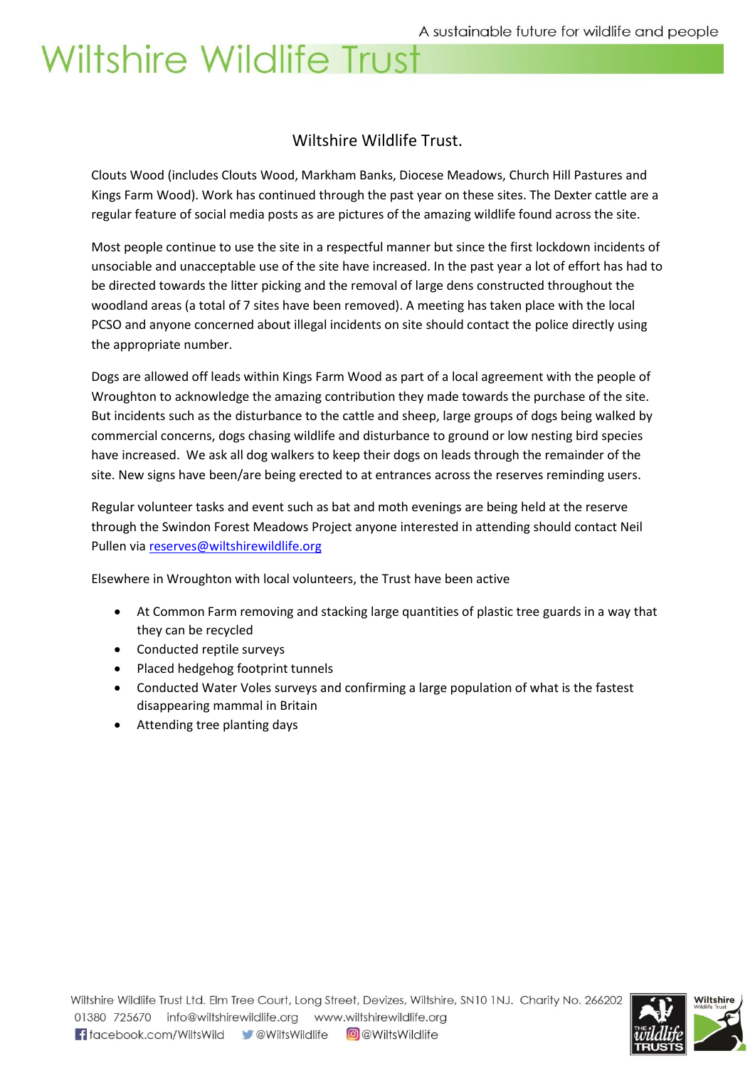# Wiltshire Wildlife Trust.

Clouts Wood (includes Clouts Wood, Markham Banks, Diocese Meadows, Church Hill Pastures and Kings Farm Wood). Work has continued through the past year on these sites. The Dexter cattle are a regular feature of social media posts as are pictures of the amazing wildlife found across the site.

Most people continue to use the site in a respectful manner but since the first lockdown incidents of unsociable and unacceptable use of the site have increased. In the past year a lot of effort has had to be directed towards the litter picking and the removal of large dens constructed throughout the woodland areas (a total of 7 sites have been removed). A meeting has taken place with the local PCSO and anyone concerned about illegal incidents on site should contact the police directly using the appropriate number.

Dogs are allowed off leads within Kings Farm Wood as part of a local agreement with the people of Wroughton to acknowledge the amazing contribution they made towards the purchase of the site. But incidents such as the disturbance to the cattle and sheep, large groups of dogs being walked by commercial concerns, dogs chasing wildlife and disturbance to ground or low nesting bird species have increased. We ask all dog walkers to keep their dogs on leads through the remainder of the site. New signs have been/are being erected to at entrances across the reserves reminding users.

Regular volunteer tasks and event such as bat and moth evenings are being held at the reserve through the Swindon Forest Meadows Project anyone interested in attending should contact Neil Pullen via reserves@wiltshirewildlife.org

Elsewhere in Wroughton with local volunteers, the Trust have been active

- At Common Farm removing and stacking large quantities of plastic tree guards in a way that they can be recycled
- Conducted reptile surveys
- Placed hedgehog footprint tunnels
- Conducted Water Voles surveys and confirming a large population of what is the fastest disappearing mammal in Britain
- Attending tree planting days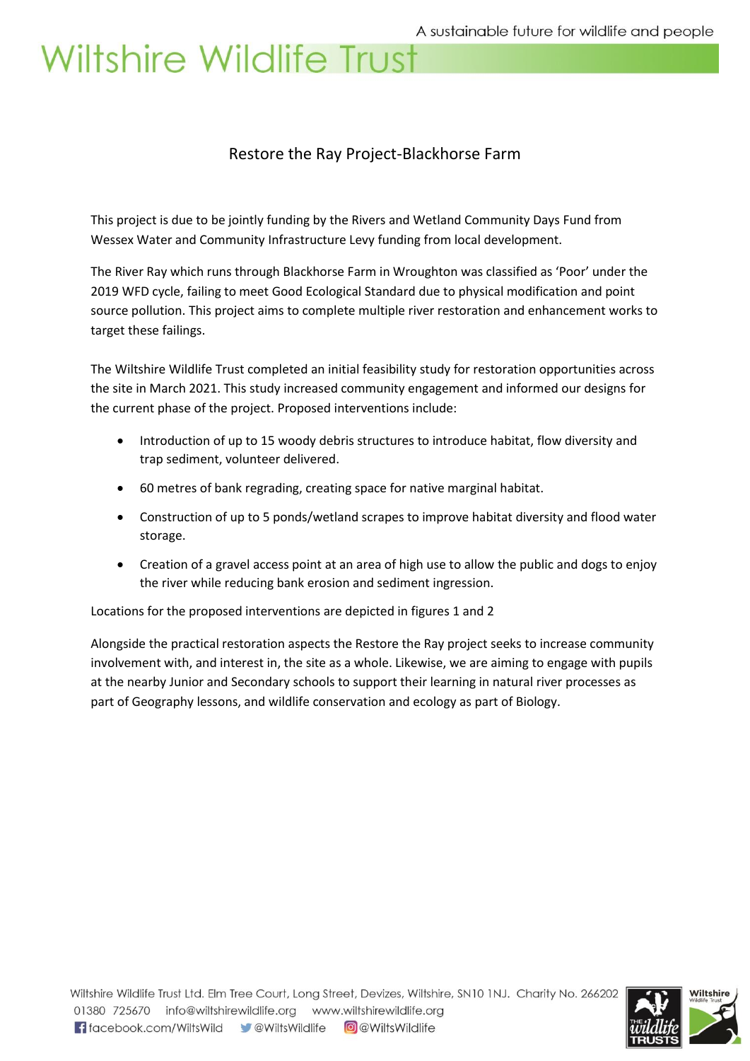# Restore the Ray Project-Blackhorse Farm

This project is due to be jointly funding by the Rivers and Wetland Community Days Fund from Wessex Water and Community Infrastructure Levy funding from local development.

The River Ray which runs through Blackhorse Farm in Wroughton was classified as 'Poor' under the 2019 WFD cycle, failing to meet Good Ecological Standard due to physical modification and point source pollution. This project aims to complete multiple river restoration and enhancement works to target these failings.

The Wiltshire Wildlife Trust completed an initial feasibility study for restoration opportunities across the site in March 2021. This study increased community engagement and informed our designs for the current phase of the project. Proposed interventions include:

- Introduction of up to 15 woody debris structures to introduce habitat, flow diversity and trap sediment, volunteer delivered.
- 60 metres of bank regrading, creating space for native marginal habitat.
- Construction of up to 5 ponds/wetland scrapes to improve habitat diversity and flood water storage.
- Creation of a gravel access point at an area of high use to allow the public and dogs to enjoy the river while reducing bank erosion and sediment ingression.

Locations for the proposed interventions are depicted in figures 1 and 2

Alongside the practical restoration aspects the Restore the Ray project seeks to increase community involvement with, and interest in, the site as a whole. Likewise, we are aiming to engage with pupils at the nearby Junior and Secondary schools to support their learning in natural river processes as part of Geography lessons, and wildlife conservation and ecology as part of Biology.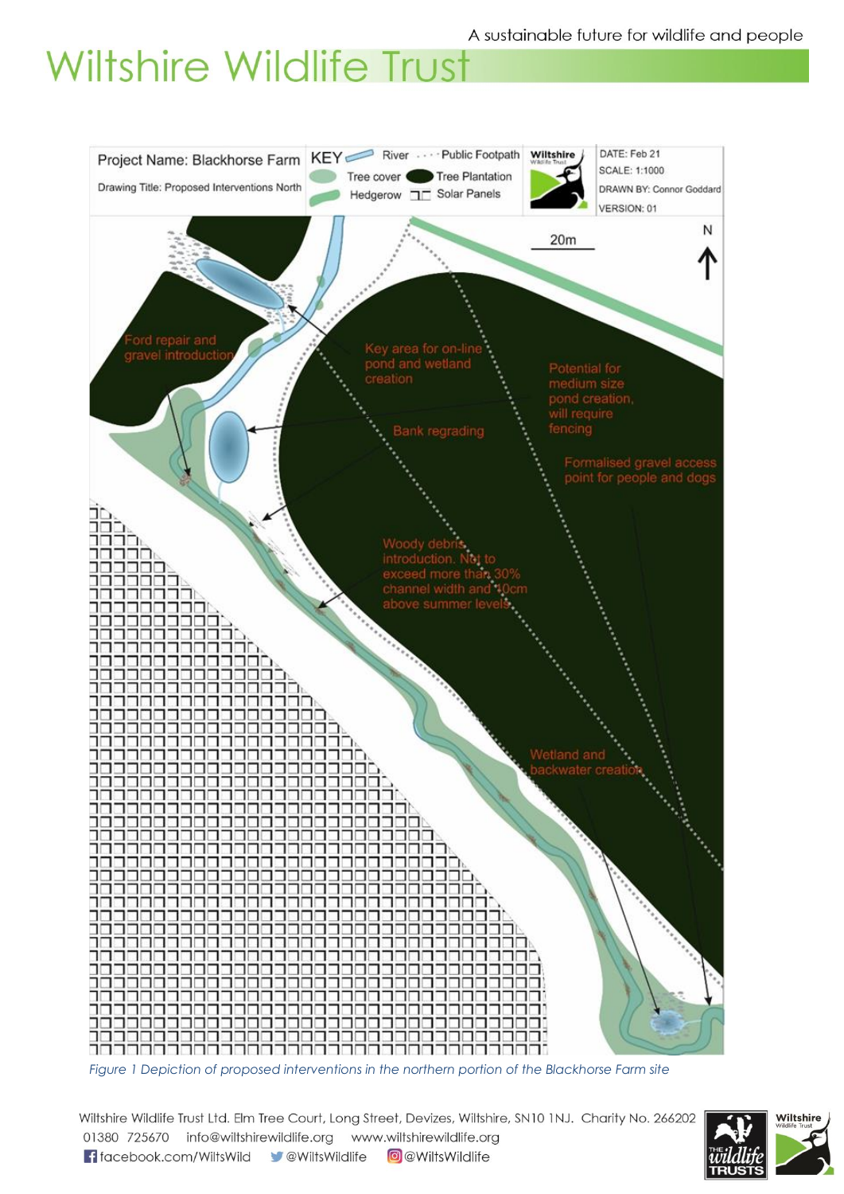Project Name: Blackhorse Farm

Drawing Title: Proposed Interventions North

KEY: River, Public Footpath, Tree cover, Tree Plantation, Hedgerow, Solar Panels

DATE: Feb 21
SCALE: 1:1000
DRAWN BY: Connor Goddard
VERSION: 01

20m

N

Ford repair and gravel introduction

Key area for on-line pond and wetland creation

Potential for medium size pond creation, will require fencing

Bank regrading

Formalised gravel access point for people and dogs

Woody debris introduction. Not to exceed more than 30% channel width and 10cm above summer levels.

Wetland and backwater creation

*Figure 1 Depiction of proposed interventions in the northern portion of the Blackhorse Farm site*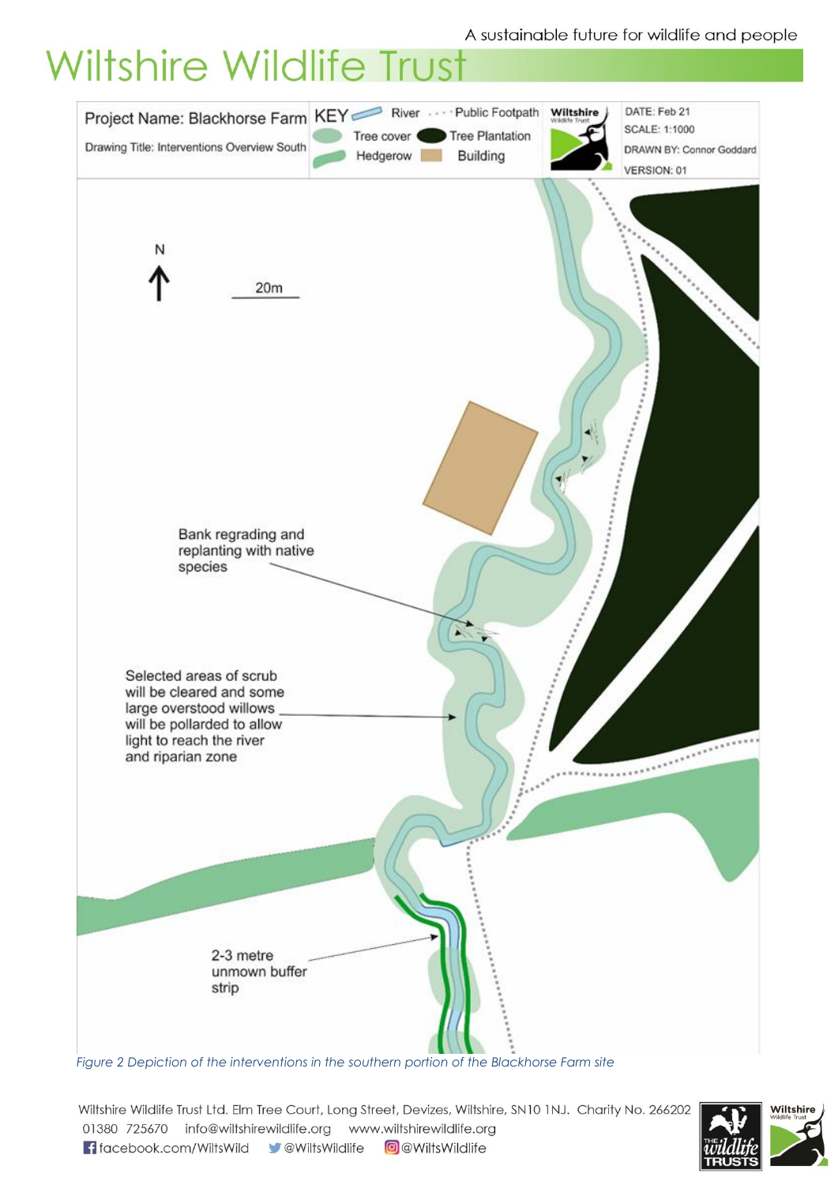Project Name: Blackhorse Farm

Drawing Title: Interventions Overview South

KEY

River

Public Footpath

Tree cover

Tree Plantation

Hedgerow

Building

DATE: Feb 21

SCALE: 1:1000

DRAWN BY: Connor Goddard

VERSION: 01

N

20m

Bank regrading and replanting with native species

Selected areas of scrub will be cleared and some large overstood willows will be pollarded to allow light to reach the river and riparian zone

2-3 metre unmown buffer strip

*Figure 2 Depiction of the interventions in the southern portion of the Blackhorse Farm site*